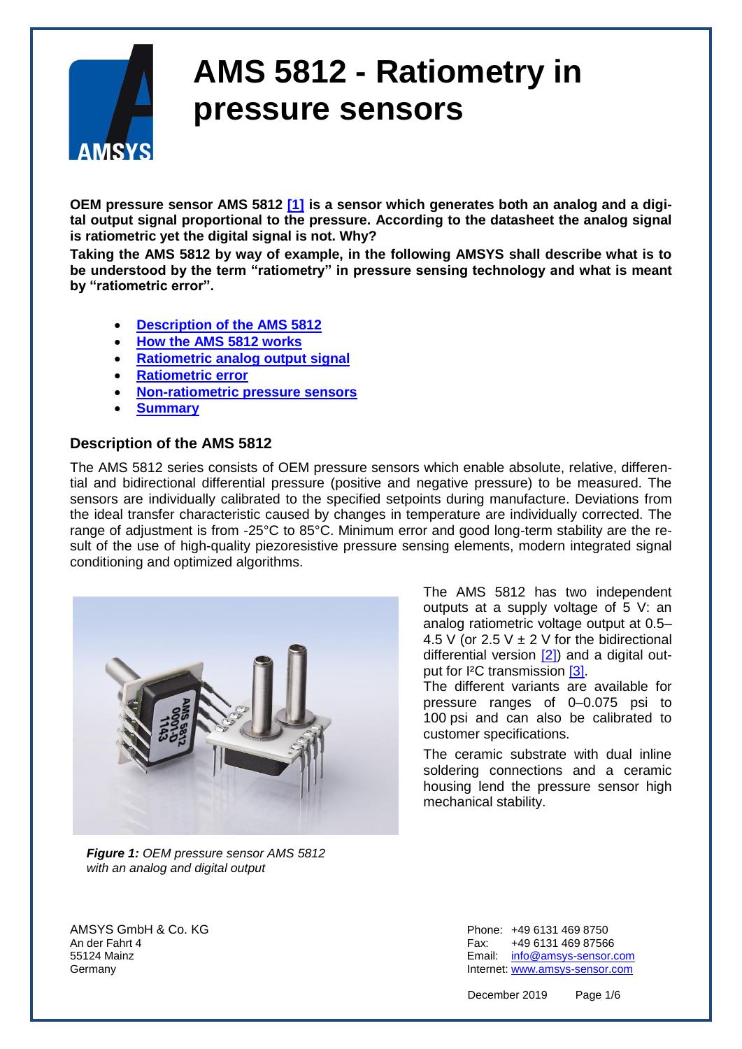# AMS 5812 - Ratiometry in pressure sensors

**OEM pressure sensor AMS 5812 [1] is a sensor which generates both an analog and a digital output signal proportional to the pressure. According to the datasheet the analog signal is ratiometric yet the digital signal is not. Why?**

**Taking the AMS 5812 by way of example, in the following AMSYS shall describe what is to be understood by the term "ratiometry" in pressure sensing technology and what is meant by "ratiometric error".**

- **Description of the AMS 5812**
- **How the AMS 5812 works**
- **Ratiometric analog output signal**
- **Ratiometric error**
- **Non-ratiometric pressure sensors**
- **Summary**

## Description of the AMS 5812

The AMS 5812 series consists of OEM pressure sensors which enable absolute, relative, differential and bidirectional differential pressure (positive and negative pressure) to be measured. The sensors are individually calibrated to the specified setpoints during manufacture. Deviations from the ideal transfer characteristic caused by changes in temperature are individually corrected. The range of adjustment is from -25°C to 85°C. Minimum error and good long-term stability are the result of the use of high-quality piezoresistive pressure sensing elements, modern integrated signal conditioning and optimized algorithms.

The AMS 5812 has two independent outputs at a supply voltage of 5 V: an analog ratiometric voltage output at 0.5–4.5 V (or 2.5 V ± 2 V for the bidirectional differential version [2]) and a digital output for I²C transmission [3].

The different variants are available for pressure ranges of 0–0.075 psi to 100 psi and can also be calibrated to customer specifications.

The ceramic substrate with dual inline soldering connections and a ceramic housing lend the pressure sensor high mechanical stability.

***Figure 1:*** *OEM pressure sensor AMS 5812 with an analog and digital output*

AMSYS GmbH & Co. KG
An der Fahrt 4
55124 Mainz
Germany

Phone: +49 6131 469 8750
Fax: +49 6131 469 87566
Email: info@amsys-sensor.com
Internet: www.amsys-sensor.com

December 2019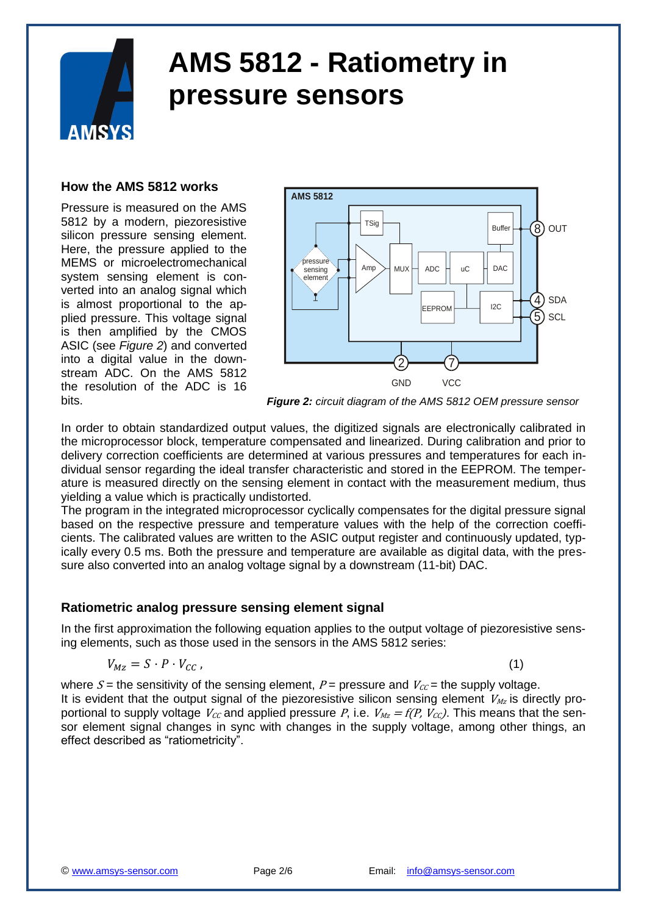# AMS 5812 - Ratiometry in pressure sensors

## How the AMS 5812 works

Pressure is measured on the AMS 5812 by a modern, piezoresistive silicon pressure sensing element. Here, the pressure applied to the MEMS or microelectromechanical system sensing element is converted into an analog signal which is almost proportional to the applied pressure. This voltage signal is then amplified by the CMOS ASIC (see *Figure 2*) and converted into a digital value in the downstream ADC. On the AMS 5812 the resolution of the ADC is 16 bits.

***Figure 2:** circuit diagram of the AMS 5812 OEM pressure sensor*

In order to obtain standardized output values, the digitized signals are electronically calibrated in the microprocessor block, temperature compensated and linearized. During calibration and prior to delivery correction coefficients are determined at various pressures and temperatures for each individual sensor regarding the ideal transfer characteristic and stored in the EEPROM. The temperature is measured directly on the sensing element in contact with the measurement medium, thus yielding a value which is practically undistorted.

The program in the integrated microprocessor cyclically compensates for the digital pressure signal based on the respective pressure and temperature values with the help of the correction coefficients. The calibrated values are written to the ASIC output register and continuously updated, typically every 0.5 ms. Both the pressure and temperature are available as digital data, with the pressure also converted into an analog voltage signal by a downstream (11-bit) DAC.

## Ratiometric analog pressure sensing element signal

In the first approximation the following equation applies to the output voltage of piezoresistive sensing elements, such as those used in the sensors in the AMS 5812 series:

$$V_{Mz} = S \cdot P \cdot V_{CC}\,, \qquad (1)$$

where $S$ = the sensitivity of the sensing element, $P$ = pressure and $V_{CC}$ = the supply voltage.
It is evident that the output signal of the piezoresistive silicon sensing element $V_{Mz}$ is directly proportional to supply voltage $V_{CC}$ and applied pressure $P$, i.e. $V_{Mz} = f(P, V_{CC})$. This means that the sensor element signal changes in sync with changes in the supply voltage, among other things, an effect described as “ratiometricity”.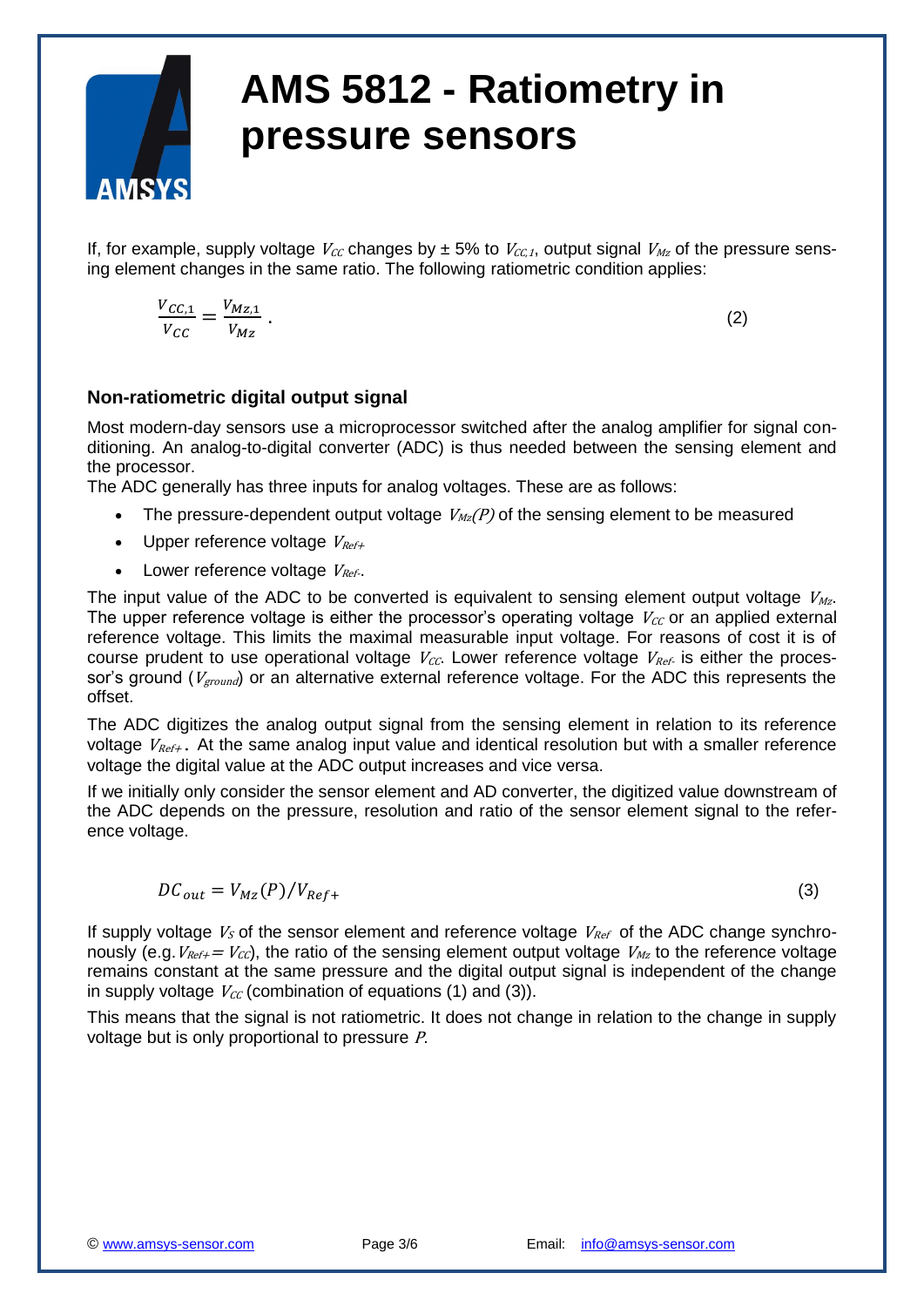If, for example, supply voltage $V_{CC}$ changes by ± 5% to $V_{CC,1}$, output signal $V_{Mz}$ of the pressure sensing element changes in the same ratio. The following ratiometric condition applies:

$$\frac{V_{CC,1}}{V_{CC}} = \frac{V_{Mz,1}}{V_{Mz}} \,. \tag{2}$$

### Non-ratiometric digital output signal

Most modern-day sensors use a microprocessor switched after the analog amplifier for signal conditioning. An analog-to-digital converter (ADC) is thus needed between the sensing element and the processor.
The ADC generally has three inputs for analog voltages. These are as follows:

- The pressure-dependent output voltage $V_{Mz}(P)$ of the sensing element to be measured
- Upper reference voltage $V_{Ref+}$
- Lower reference voltage $V_{Ref-}$.

The input value of the ADC to be converted is equivalent to sensing element output voltage $V_{Mz}$. The upper reference voltage is either the processor's operating voltage $V_{CC}$ or an applied external reference voltage. This limits the maximal measurable input voltage. For reasons of cost it is of course prudent to use operational voltage $V_{CC}$. Lower reference voltage $V_{Ref-}$ is either the processor's ground ($V_{ground}$) or an alternative external reference voltage. For the ADC this represents the offset.

The ADC digitizes the analog output signal from the sensing element in relation to its reference voltage $V_{Ref+}$. At the same analog input value and identical resolution but with a smaller reference voltage the digital value at the ADC output increases and vice versa.

If we initially only consider the sensor element and AD converter, the digitized value downstream of the ADC depends on the pressure, resolution and ratio of the sensor element signal to the reference voltage.

$$DC_{out} = V_{Mz}(P)/V_{Ref+} \tag{3}$$

If supply voltage $V_S$ of the sensor element and reference voltage $V_{Ref}$ of the ADC change synchronously (e.g. $V_{Ref+} = V_{CC}$), the ratio of the sensing element output voltage $V_{Mz}$ to the reference voltage remains constant at the same pressure and the digital output signal is independent of the change in supply voltage $V_{CC}$ (combination of equations (1) and (3)).

This means that the signal is not ratiometric. It does not change in relation to the change in supply voltage but is only proportional to pressure $P$.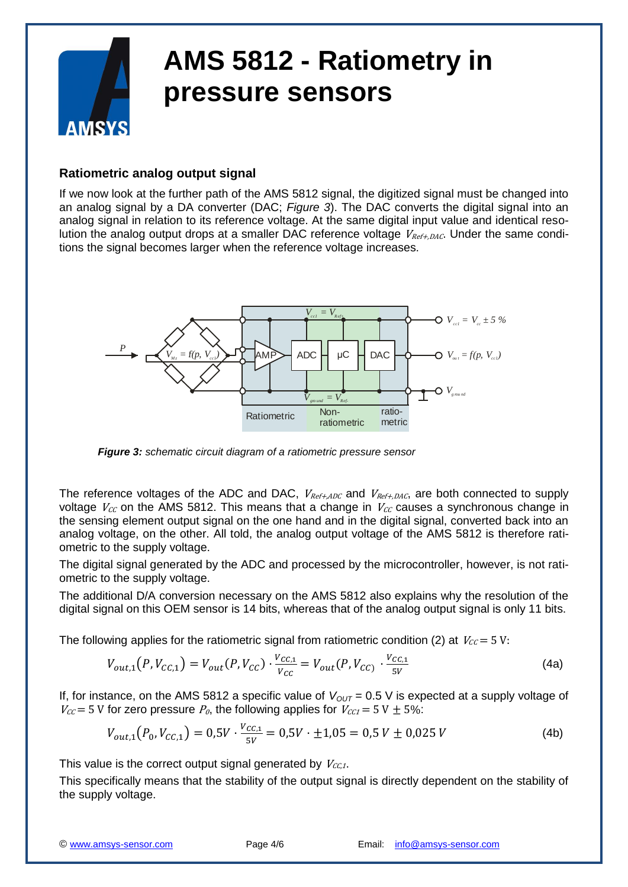# AMS 5812 - Ratiometry in pressure sensors

### Ratiometric analog output signal

If we now look at the further path of the AMS 5812 signal, the digitized signal must be changed into an analog signal by a DA converter (DAC; *Figure 3*). The DAC converts the digital signal into an analog signal in relation to its reference voltage. At the same digital input value and identical resolution the analog output drops at a smaller DAC reference voltage $V_{Ref+,DAC}$. Under the same conditions the signal becomes larger when the reference voltage increases.

***Figure 3:*** *schematic circuit diagram of a ratiometric pressure sensor*

The reference voltages of the ADC and DAC, $V_{Ref+,ADC}$ and $V_{Ref+,DAC}$, are both connected to supply voltage $V_{CC}$ on the AMS 5812. This means that a change in $V_{CC}$ causes a synchronous change in the sensing element output signal on the one hand and in the digital signal, converted back into an analog voltage, on the other. All told, the analog output voltage of the AMS 5812 is therefore ratiometric to the supply voltage.

The digital signal generated by the ADC and processed by the microcontroller, however, is not ratiometric to the supply voltage.

The additional D/A conversion necessary on the AMS 5812 also explains why the resolution of the digital signal on this OEM sensor is 14 bits, whereas that of the analog output signal is only 11 bits.

The following applies for the ratiometric signal from ratiometric condition (2) at $V_{CC} = 5\,\text{V}$:

$$V_{out,1}(P, V_{CC,1}) = V_{out}(P, V_{CC}) \cdot \frac{V_{CC,1}}{V_{CC}} = V_{out}(P, V_{CC}) \cdot \frac{V_{CC,1}}{5V} \tag{4a}$$

If, for instance, on the AMS 5812 a specific value of $V_{OUT}$ = 0.5 V is expected at a supply voltage of $V_{CC} = 5\,\text{V}$ for zero pressure $P_0$, the following applies for $V_{CC1} = 5\,\text{V} \pm 5\%$:

$$V_{out,1}(P_0, V_{CC,1}) = 0{,}5V \cdot \frac{V_{CC,1}}{5V} = 0{,}5V \cdot \pm 1{,}05 = 0{,}5\,V \pm 0{,}025\,V \tag{4b}$$

This value is the correct output signal generated by $V_{CC1}$.

This specifically means that the stability of the output signal is directly dependent on the stability of the supply voltage.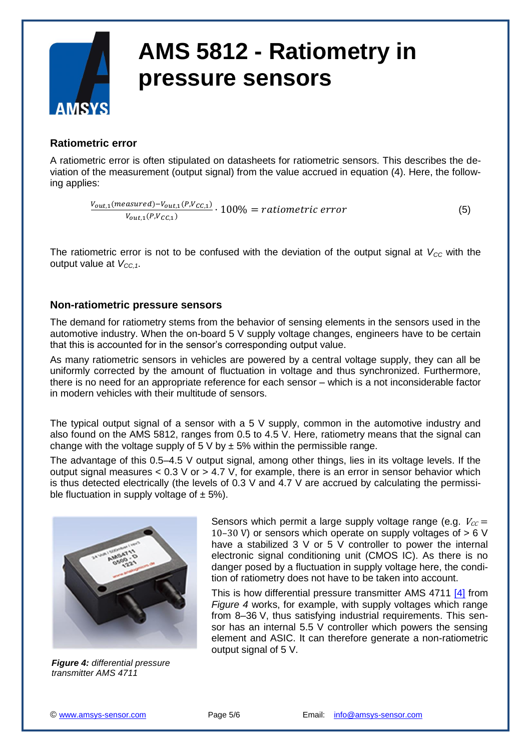## Ratiometric error

A ratiometric error is often stipulated on datasheets for ratiometric sensors. This describes the deviation of the measurement (output signal) from the value accrued in equation (4). Here, the following applies:

$$\frac{V_{out,1}(measured) - V_{out,1}(P, V_{CC,1})}{V_{out,1}(P, V_{CC,1})} \cdot 100\% = ratiometric\ error \quad (5)$$

The ratiometric error is not to be confused with the deviation of the output signal at $V_{CC}$ with the output value at $V_{CC,1}$.

## Non-ratiometric pressure sensors

The demand for ratiometry stems from the behavior of sensing elements in the sensors used in the automotive industry. When the on-board 5 V supply voltage changes, engineers have to be certain that this is accounted for in the sensor's corresponding output value.

As many ratiometric sensors in vehicles are powered by a central voltage supply, they can all be uniformly corrected by the amount of fluctuation in voltage and thus synchronized. Furthermore, there is no need for an appropriate reference for each sensor – which is a not inconsiderable factor in modern vehicles with their multitude of sensors.

The typical output signal of a sensor with a 5 V supply, common in the automotive industry and also found on the AMS 5812, ranges from 0.5 to 4.5 V. Here, ratiometry means that the signal can change with the voltage supply of 5 V by ± 5% within the permissible range.

The advantage of this 0.5–4.5 V output signal, among other things, lies in its voltage levels. If the output signal measures < 0.3 V or > 4.7 V, for example, there is an error in sensor behavior which is thus detected electrically (the levels of 0.3 V and 4.7 V are accrued by calculating the permissible fluctuation in supply voltage of ± 5%).

Sensors which permit a large supply voltage range (e.g. $V_{CC} = 10\text{–}30\ \mathrm{V}$) or sensors which operate on supply voltages of > 6 V have a stabilized 3 V or 5 V controller to power the internal electronic signal conditioning unit (CMOS IC). As there is no danger posed by a fluctuation in supply voltage here, the condition of ratiometry does not have to be taken into account.

This is how differential pressure transmitter AMS 4711 [4] from *Figure 4* works, for example, with supply voltages which range from 8–36 V, thus satisfying industrial requirements. This sensor has an internal 5.5 V controller which powers the sensing element and ASIC. It can therefore generate a non-ratiometric output signal of 5 V.

***Figure 4:*** *differential pressure transmitter AMS 4711*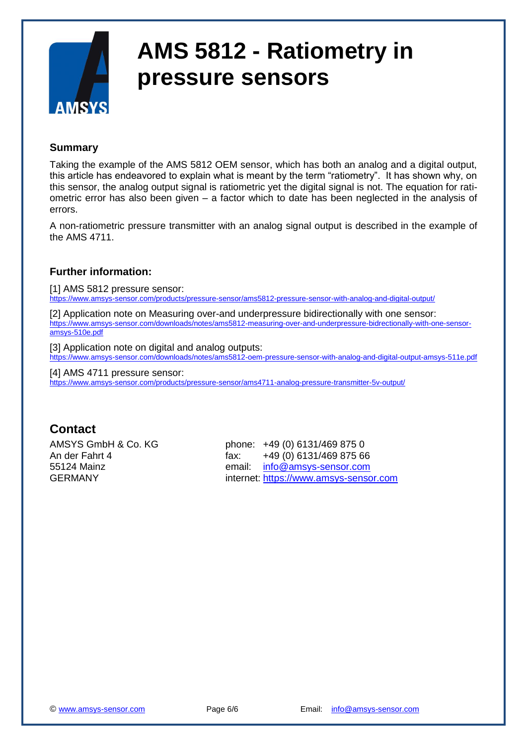# AMS 5812 - Ratiometry in pressure sensors

### Summary

Taking the example of the AMS 5812 OEM sensor, which has both an analog and a digital output, this article has endeavored to explain what is meant by the term “ratiometry”. It has shown why, on this sensor, the analog output signal is ratiometric yet the digital signal is not. The equation for ratiometric error has also been given – a factor which to date has been neglected in the analysis of errors.

A non-ratiometric pressure transmitter with an analog signal output is described in the example of the AMS 4711.

### Further information:

[1] AMS 5812 pressure sensor:
https://www.amsys-sensor.com/products/pressure-sensor/ams5812-pressure-sensor-with-analog-and-digital-output/

[2] Application note on Measuring over-and underpressure bidirectionally with one sensor:
https://www.amsys-sensor.com/downloads/notes/ams5812-measuring-over-and-underpressure-bidirectionally-with-one-sensor-amsys-510e.pdf

[3] Application note on digital and analog outputs:
https://www.amsys-sensor.com/downloads/notes/ams5812-oem-pressure-sensor-with-analog-and-digital-output-amsys-511e.pdf

[4] AMS 4711 pressure sensor:
https://www.amsys-sensor.com/products/pressure-sensor/ams4711-analog-pressure-transmitter-5v-output/

## Contact

AMSYS GmbH & Co. KG
An der Fahrt 4
55124 Mainz
GERMANY

phone: +49 (0) 6131/469 875 0
fax: +49 (0) 6131/469 875 66
email: info@amsys-sensor.com
internet: https://www.amsys-sensor.com